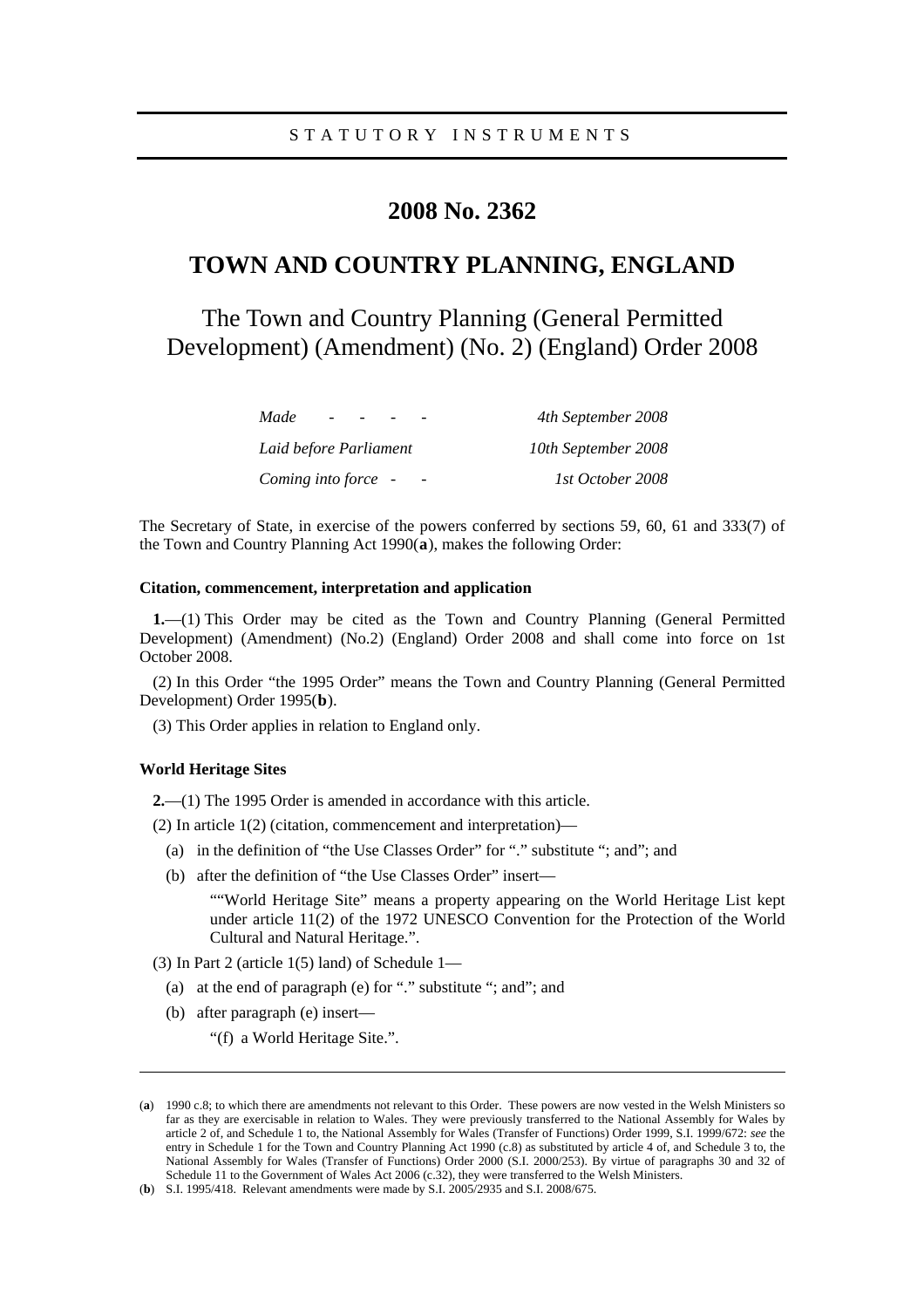STATUTORY INSTRUMENTS

# 2008 No. 2362

# TOWN AND COUNTRY PLANNING, ENGLAND

## The Town and Country Planning (General Permitted Development) (Amendment) (No. 2) (England) Order 2008

| | |
|---|---|
| *Made - - - -* | *4th September 2008* |
| *Laid before Parliament* | *10th September 2008* |
| *Coming into force - -* | *1st October 2008* |

The Secretary of State, in exercise of the powers conferred by sections 59, 60, 61 and 333(7) of the Town and Country Planning Act 1990(**a**), makes the following Order:

### Citation, commencement, interpretation and application

**1.**—(1) This Order may be cited as the Town and Country Planning (General Permitted Development) (Amendment) (No.2) (England) Order 2008 and shall come into force on 1st October 2008.

(2) In this Order "the 1995 Order" means the Town and Country Planning (General Permitted Development) Order 1995(**b**).

(3) This Order applies in relation to England only.

### World Heritage Sites

**2.**—(1) The 1995 Order is amended in accordance with this article.

(2) In article 1(2) (citation, commencement and interpretation)—

(a) in the definition of "the Use Classes Order" for "." substitute "; and"; and

(b) after the definition of "the Use Classes Order" insert—

""World Heritage Site" means a property appearing on the World Heritage List kept under article 11(2) of the 1972 UNESCO Convention for the Protection of the World Cultural and Natural Heritage.".

(3) In Part 2 (article 1(5) land) of Schedule 1—

(a) at the end of paragraph (e) for "." substitute "; and"; and

(b) after paragraph (e) insert—

"(f) a World Heritage Site.".

---

(**a**) 1990 c.8; to which there are amendments not relevant to this Order. These powers are now vested in the Welsh Ministers so far as they are exercisable in relation to Wales. They were previously transferred to the National Assembly for Wales by article 2 of, and Schedule 1 to, the National Assembly for Wales (Transfer of Functions) Order 1999, S.I. 1999/672: *see* the entry in Schedule 1 for the Town and Country Planning Act 1990 (c.8) as substituted by article 4 of, and Schedule 3 to, the National Assembly for Wales (Transfer of Functions) Order 2000 (S.I. 2000/253). By virtue of paragraphs 30 and 32 of Schedule 11 to the Government of Wales Act 2006 (c.32), they were transferred to the Welsh Ministers.

(**b**) S.I. 1995/418. Relevant amendments were made by S.I. 2005/2935 and S.I. 2008/675.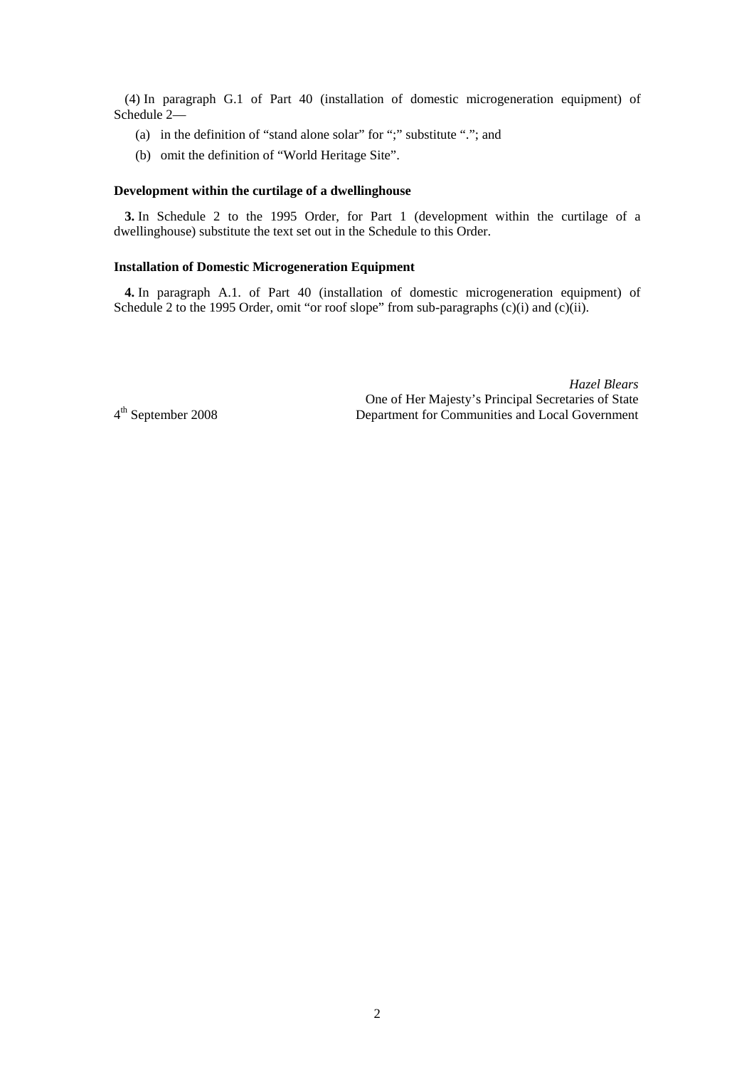(4) In paragraph G.1 of Part 40 (installation of domestic microgeneration equipment) of Schedule 2—

(a) in the definition of "stand alone solar" for ";" substitute "."; and

(b) omit the definition of "World Heritage Site".

**Development within the curtilage of a dwellinghouse**

**3.** In Schedule 2 to the 1995 Order, for Part 1 (development within the curtilage of a dwellinghouse) substitute the text set out in the Schedule to this Order.

**Installation of Domestic Microgeneration Equipment**

**4.** In paragraph A.1. of Part 40 (installation of domestic microgeneration equipment) of Schedule 2 to the 1995 Order, omit "or roof slope" from sub-paragraphs (c)(i) and (c)(ii).

*Hazel Blears*
One of Her Majesty's Principal Secretaries of State
Department for Communities and Local Government

4th September 2008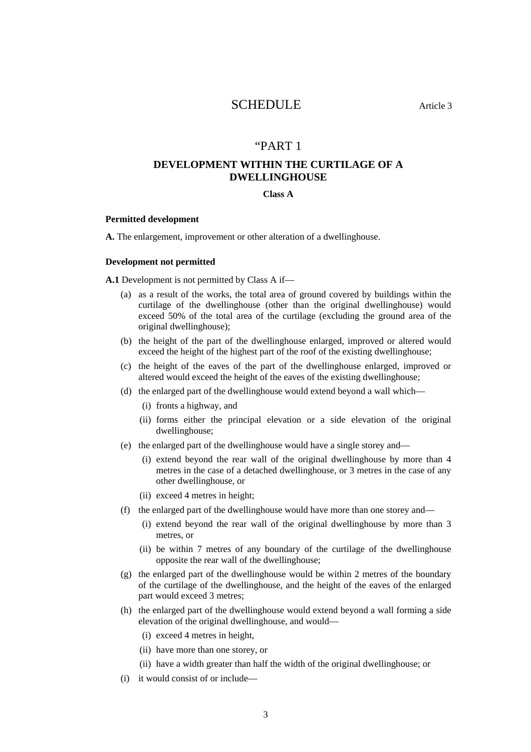# SCHEDULE

Article 3

## "PART 1

### DEVELOPMENT WITHIN THE CURTILAGE OF A DWELLINGHOUSE

**Class A**

**Permitted development**

**A.** The enlargement, improvement or other alteration of a dwellinghouse.

**Development not permitted**

**A.1** Development is not permitted by Class A if—

(a) as a result of the works, the total area of ground covered by buildings within the curtilage of the dwellinghouse (other than the original dwellinghouse) would exceed 50% of the total area of the curtilage (excluding the ground area of the original dwellinghouse);

(b) the height of the part of the dwellinghouse enlarged, improved or altered would exceed the height of the highest part of the roof of the existing dwellinghouse;

(c) the height of the eaves of the part of the dwellinghouse enlarged, improved or altered would exceed the height of the eaves of the existing dwellinghouse;

(d) the enlarged part of the dwellinghouse would extend beyond a wall which—

(i) fronts a highway, and

(ii) forms either the principal elevation or a side elevation of the original dwellinghouse;

(e) the enlarged part of the dwellinghouse would have a single storey and—

(i) extend beyond the rear wall of the original dwellinghouse by more than 4 metres in the case of a detached dwellinghouse, or 3 metres in the case of any other dwellinghouse, or

(ii) exceed 4 metres in height;

(f) the enlarged part of the dwellinghouse would have more than one storey and—

(i) extend beyond the rear wall of the original dwellinghouse by more than 3 metres, or

(ii) be within 7 metres of any boundary of the curtilage of the dwellinghouse opposite the rear wall of the dwellinghouse;

(g) the enlarged part of the dwellinghouse would be within 2 metres of the boundary of the curtilage of the dwellinghouse, and the height of the eaves of the enlarged part would exceed 3 metres;

(h) the enlarged part of the dwellinghouse would extend beyond a wall forming a side elevation of the original dwellinghouse, and would—

(i) exceed 4 metres in height,

(ii) have more than one storey, or

(ii) have a width greater than half the width of the original dwellinghouse; or

(i) it would consist of or include—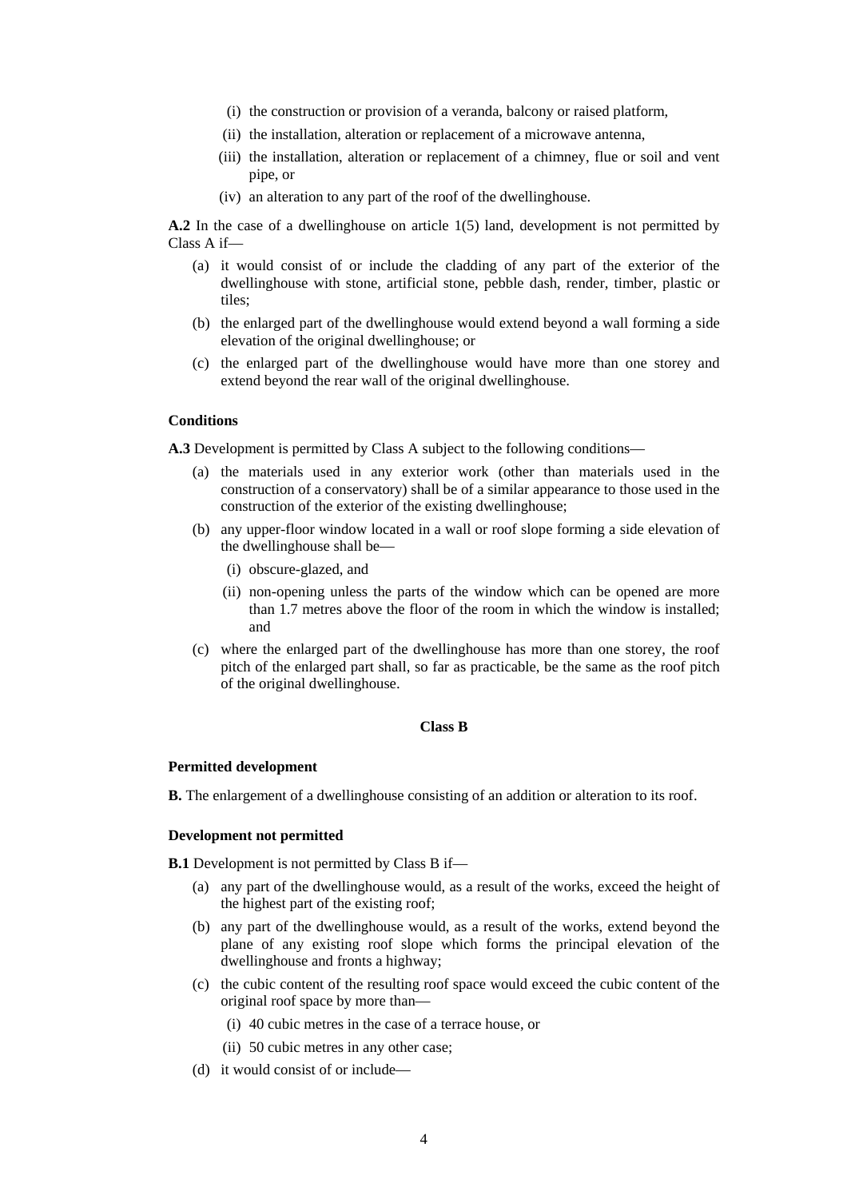(i) the construction or provision of a veranda, balcony or raised platform,

(ii) the installation, alteration or replacement of a microwave antenna,

(iii) the installation, alteration or replacement of a chimney, flue or soil and vent pipe, or

(iv) an alteration to any part of the roof of the dwellinghouse.

**A.2** In the case of a dwellinghouse on article 1(5) land, development is not permitted by Class A if—

(a) it would consist of or include the cladding of any part of the exterior of the dwellinghouse with stone, artificial stone, pebble dash, render, timber, plastic or tiles;

(b) the enlarged part of the dwellinghouse would extend beyond a wall forming a side elevation of the original dwellinghouse; or

(c) the enlarged part of the dwellinghouse would have more than one storey and extend beyond the rear wall of the original dwellinghouse.

**Conditions**

**A.3** Development is permitted by Class A subject to the following conditions—

(a) the materials used in any exterior work (other than materials used in the construction of a conservatory) shall be of a similar appearance to those used in the construction of the exterior of the existing dwellinghouse;

(b) any upper-floor window located in a wall or roof slope forming a side elevation of the dwellinghouse shall be—

(i) obscure-glazed, and

(ii) non-opening unless the parts of the window which can be opened are more than 1.7 metres above the floor of the room in which the window is installed; and

(c) where the enlarged part of the dwellinghouse has more than one storey, the roof pitch of the enlarged part shall, so far as practicable, be the same as the roof pitch of the original dwellinghouse.

**Class B**

**Permitted development**

**B.** The enlargement of a dwellinghouse consisting of an addition or alteration to its roof.

**Development not permitted**

**B.1** Development is not permitted by Class B if—

(a) any part of the dwellinghouse would, as a result of the works, exceed the height of the highest part of the existing roof;

(b) any part of the dwellinghouse would, as a result of the works, extend beyond the plane of any existing roof slope which forms the principal elevation of the dwellinghouse and fronts a highway;

(c) the cubic content of the resulting roof space would exceed the cubic content of the original roof space by more than—

(i) 40 cubic metres in the case of a terrace house, or

(ii) 50 cubic metres in any other case;

(d) it would consist of or include—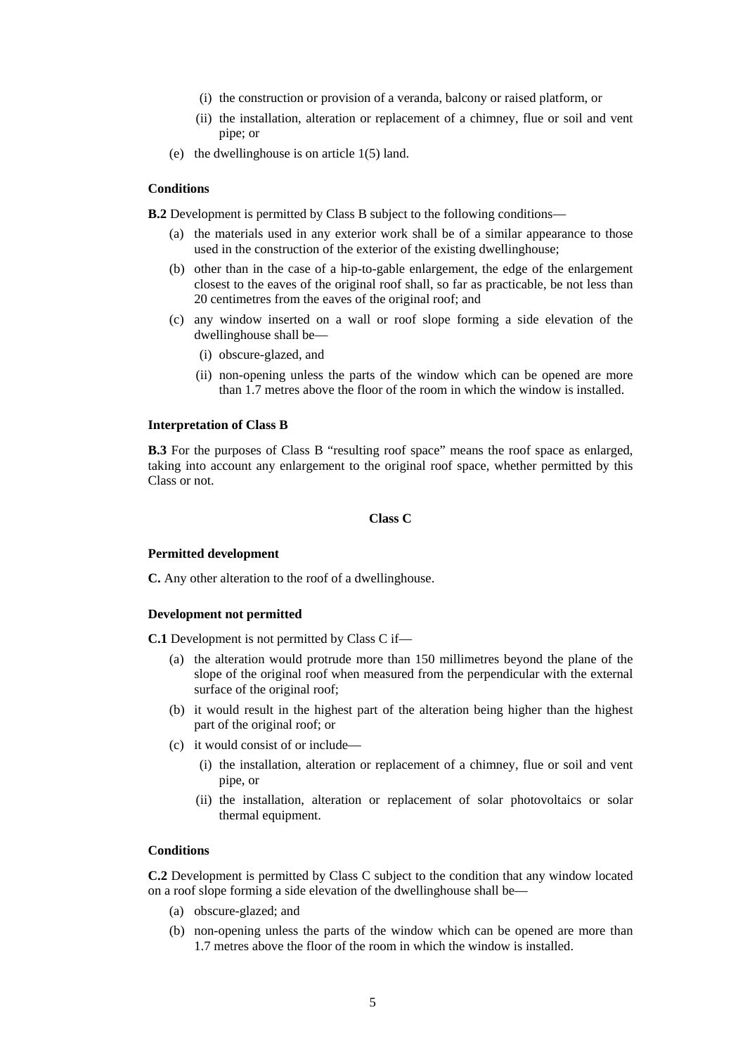(i) the construction or provision of a veranda, balcony or raised platform, or

(ii) the installation, alteration or replacement of a chimney, flue or soil and vent pipe; or

(e) the dwellinghouse is on article 1(5) land.

**Conditions**

**B.2** Development is permitted by Class B subject to the following conditions—

(a) the materials used in any exterior work shall be of a similar appearance to those used in the construction of the exterior of the existing dwellinghouse;

(b) other than in the case of a hip-to-gable enlargement, the edge of the enlargement closest to the eaves of the original roof shall, so far as practicable, be not less than 20 centimetres from the eaves of the original roof; and

(c) any window inserted on a wall or roof slope forming a side elevation of the dwellinghouse shall be—

(i) obscure-glazed, and

(ii) non-opening unless the parts of the window which can be opened are more than 1.7 metres above the floor of the room in which the window is installed.

**Interpretation of Class B**

**B.3** For the purposes of Class B "resulting roof space" means the roof space as enlarged, taking into account any enlargement to the original roof space, whether permitted by this Class or not.

**Class C**

**Permitted development**

**C.** Any other alteration to the roof of a dwellinghouse.

**Development not permitted**

**C.1** Development is not permitted by Class C if—

(a) the alteration would protrude more than 150 millimetres beyond the plane of the slope of the original roof when measured from the perpendicular with the external surface of the original roof;

(b) it would result in the highest part of the alteration being higher than the highest part of the original roof; or

(c) it would consist of or include—

(i) the installation, alteration or replacement of a chimney, flue or soil and vent pipe, or

(ii) the installation, alteration or replacement of solar photovoltaics or solar thermal equipment.

**Conditions**

**C.2** Development is permitted by Class C subject to the condition that any window located on a roof slope forming a side elevation of the dwellinghouse shall be—

(a) obscure-glazed; and

(b) non-opening unless the parts of the window which can be opened are more than 1.7 metres above the floor of the room in which the window is installed.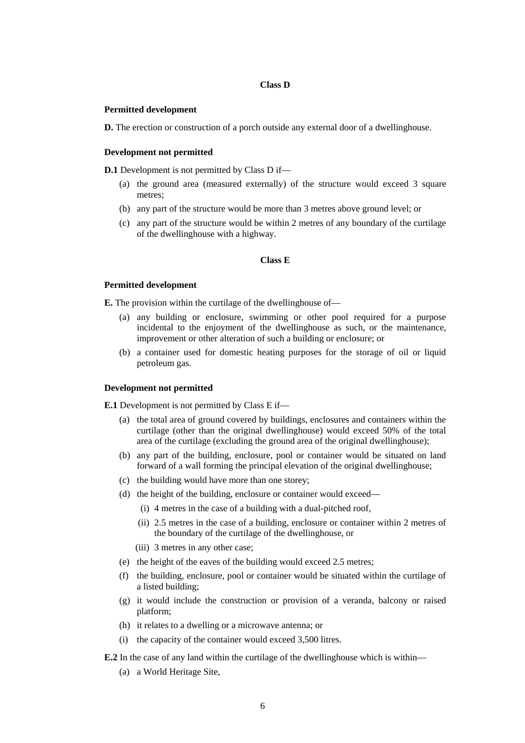## Class D

**Permitted development**

**D.** The erection or construction of a porch outside any external door of a dwellinghouse.

**Development not permitted**

**D.1** Development is not permitted by Class D if—

(a) the ground area (measured externally) of the structure would exceed 3 square metres;

(b) any part of the structure would be more than 3 metres above ground level; or

(c) any part of the structure would be within 2 metres of any boundary of the curtilage of the dwellinghouse with a highway.

## Class E

**Permitted development**

**E.** The provision within the curtilage of the dwellinghouse of—

(a) any building or enclosure, swimming or other pool required for a purpose incidental to the enjoyment of the dwellinghouse as such, or the maintenance, improvement or other alteration of such a building or enclosure; or

(b) a container used for domestic heating purposes for the storage of oil or liquid petroleum gas.

**Development not permitted**

**E.1** Development is not permitted by Class E if—

(a) the total area of ground covered by buildings, enclosures and containers within the curtilage (other than the original dwellinghouse) would exceed 50% of the total area of the curtilage (excluding the ground area of the original dwellinghouse);

(b) any part of the building, enclosure, pool or container would be situated on land forward of a wall forming the principal elevation of the original dwellinghouse;

(c) the building would have more than one storey;

(d) the height of the building, enclosure or container would exceed—

(i) 4 metres in the case of a building with a dual-pitched roof,

(ii) 2.5 metres in the case of a building, enclosure or container within 2 metres of the boundary of the curtilage of the dwellinghouse, or

(iii) 3 metres in any other case;

(e) the height of the eaves of the building would exceed 2.5 metres;

(f) the building, enclosure, pool or container would be situated within the curtilage of a listed building;

(g) it would include the construction or provision of a veranda, balcony or raised platform;

(h) it relates to a dwelling or a microwave antenna; or

(i) the capacity of the container would exceed 3,500 litres.

**E.2** In the case of any land within the curtilage of the dwellinghouse which is within—

(a) a World Heritage Site,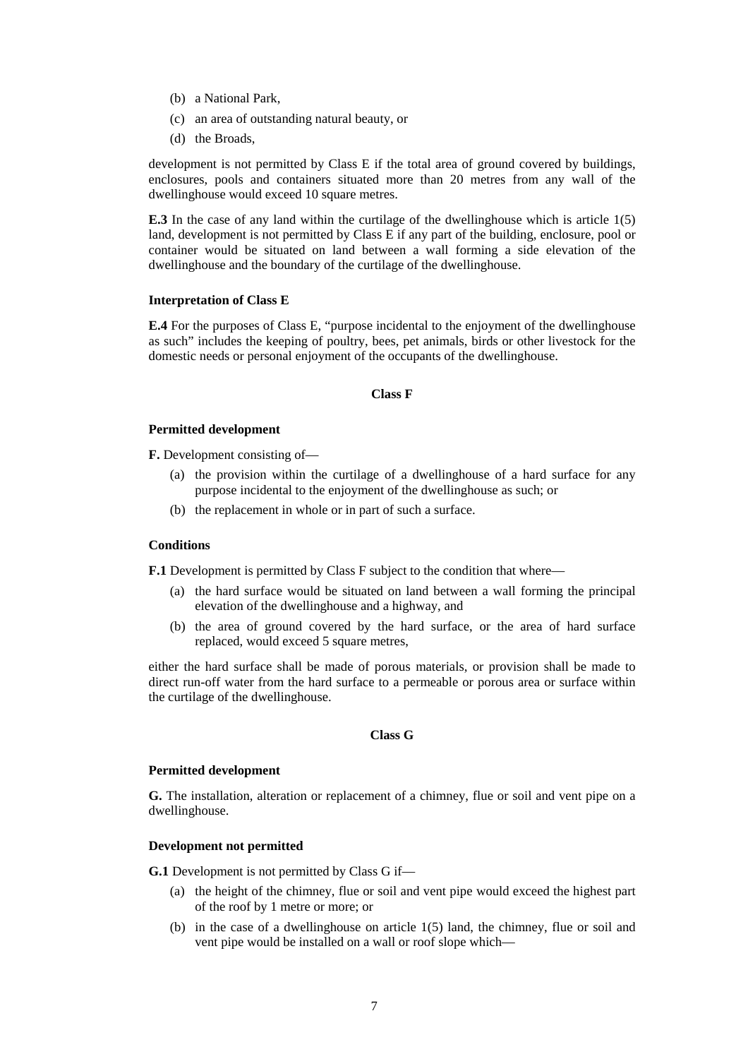(b) a National Park,

(c) an area of outstanding natural beauty, or

(d) the Broads,

development is not permitted by Class E if the total area of ground covered by buildings, enclosures, pools and containers situated more than 20 metres from any wall of the dwellinghouse would exceed 10 square metres.

**E.3** In the case of any land within the curtilage of the dwellinghouse which is article 1(5) land, development is not permitted by Class E if any part of the building, enclosure, pool or container would be situated on land between a wall forming a side elevation of the dwellinghouse and the boundary of the curtilage of the dwellinghouse.

**Interpretation of Class E**

**E.4** For the purposes of Class E, "purpose incidental to the enjoyment of the dwellinghouse as such" includes the keeping of poultry, bees, pet animals, birds or other livestock for the domestic needs or personal enjoyment of the occupants of the dwellinghouse.

**Class F**

**Permitted development**

**F.** Development consisting of—

(a) the provision within the curtilage of a dwellinghouse of a hard surface for any purpose incidental to the enjoyment of the dwellinghouse as such; or

(b) the replacement in whole or in part of such a surface.

**Conditions**

**F.1** Development is permitted by Class F subject to the condition that where—

(a) the hard surface would be situated on land between a wall forming the principal elevation of the dwellinghouse and a highway, and

(b) the area of ground covered by the hard surface, or the area of hard surface replaced, would exceed 5 square metres,

either the hard surface shall be made of porous materials, or provision shall be made to direct run-off water from the hard surface to a permeable or porous area or surface within the curtilage of the dwellinghouse.

**Class G**

**Permitted development**

**G.** The installation, alteration or replacement of a chimney, flue or soil and vent pipe on a dwellinghouse.

**Development not permitted**

**G.1** Development is not permitted by Class G if—

(a) the height of the chimney, flue or soil and vent pipe would exceed the highest part of the roof by 1 metre or more; or

(b) in the case of a dwellinghouse on article 1(5) land, the chimney, flue or soil and vent pipe would be installed on a wall or roof slope which—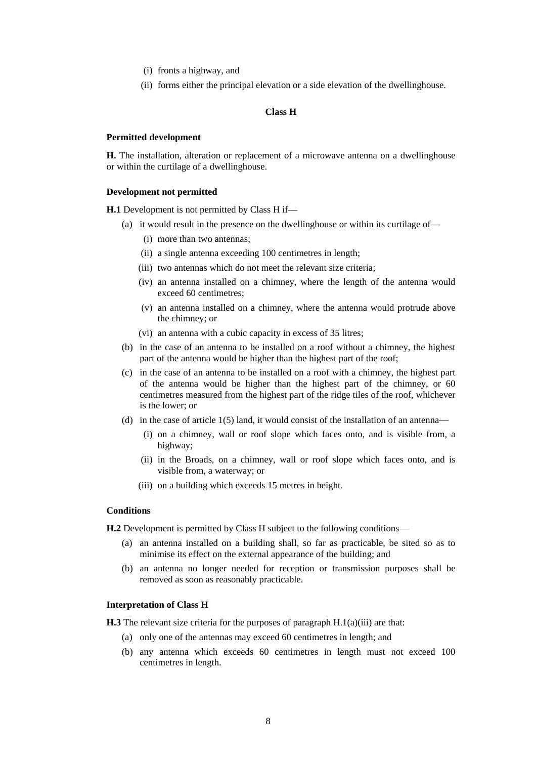(i) fronts a highway, and

(ii) forms either the principal elevation or a side elevation of the dwellinghouse.

### Class H

**Permitted development**

**H.** The installation, alteration or replacement of a microwave antenna on a dwellinghouse or within the curtilage of a dwellinghouse.

**Development not permitted**

**H.1** Development is not permitted by Class H if—

- (a) it would result in the presence on the dwellinghouse or within its curtilage of—
  - (i) more than two antennas;
  - (ii) a single antenna exceeding 100 centimetres in length;
  - (iii) two antennas which do not meet the relevant size criteria;
  - (iv) an antenna installed on a chimney, where the length of the antenna would exceed 60 centimetres;
  - (v) an antenna installed on a chimney, where the antenna would protrude above the chimney; or
  - (vi) an antenna with a cubic capacity in excess of 35 litres;
- (b) in the case of an antenna to be installed on a roof without a chimney, the highest part of the antenna would be higher than the highest part of the roof;
- (c) in the case of an antenna to be installed on a roof with a chimney, the highest part of the antenna would be higher than the highest part of the chimney, or 60 centimetres measured from the highest part of the ridge tiles of the roof, whichever is the lower; or
- (d) in the case of article 1(5) land, it would consist of the installation of an antenna—
  - (i) on a chimney, wall or roof slope which faces onto, and is visible from, a highway;
  - (ii) in the Broads, on a chimney, wall or roof slope which faces onto, and is visible from, a waterway; or
  - (iii) on a building which exceeds 15 metres in height.

**Conditions**

**H.2** Development is permitted by Class H subject to the following conditions—

- (a) an antenna installed on a building shall, so far as practicable, be sited so as to minimise its effect on the external appearance of the building; and
- (b) an antenna no longer needed for reception or transmission purposes shall be removed as soon as reasonably practicable.

**Interpretation of Class H**

**H.3** The relevant size criteria for the purposes of paragraph H.1(a)(iii) are that:

- (a) only one of the antennas may exceed 60 centimetres in length; and
- (b) any antenna which exceeds 60 centimetres in length must not exceed 100 centimetres in length.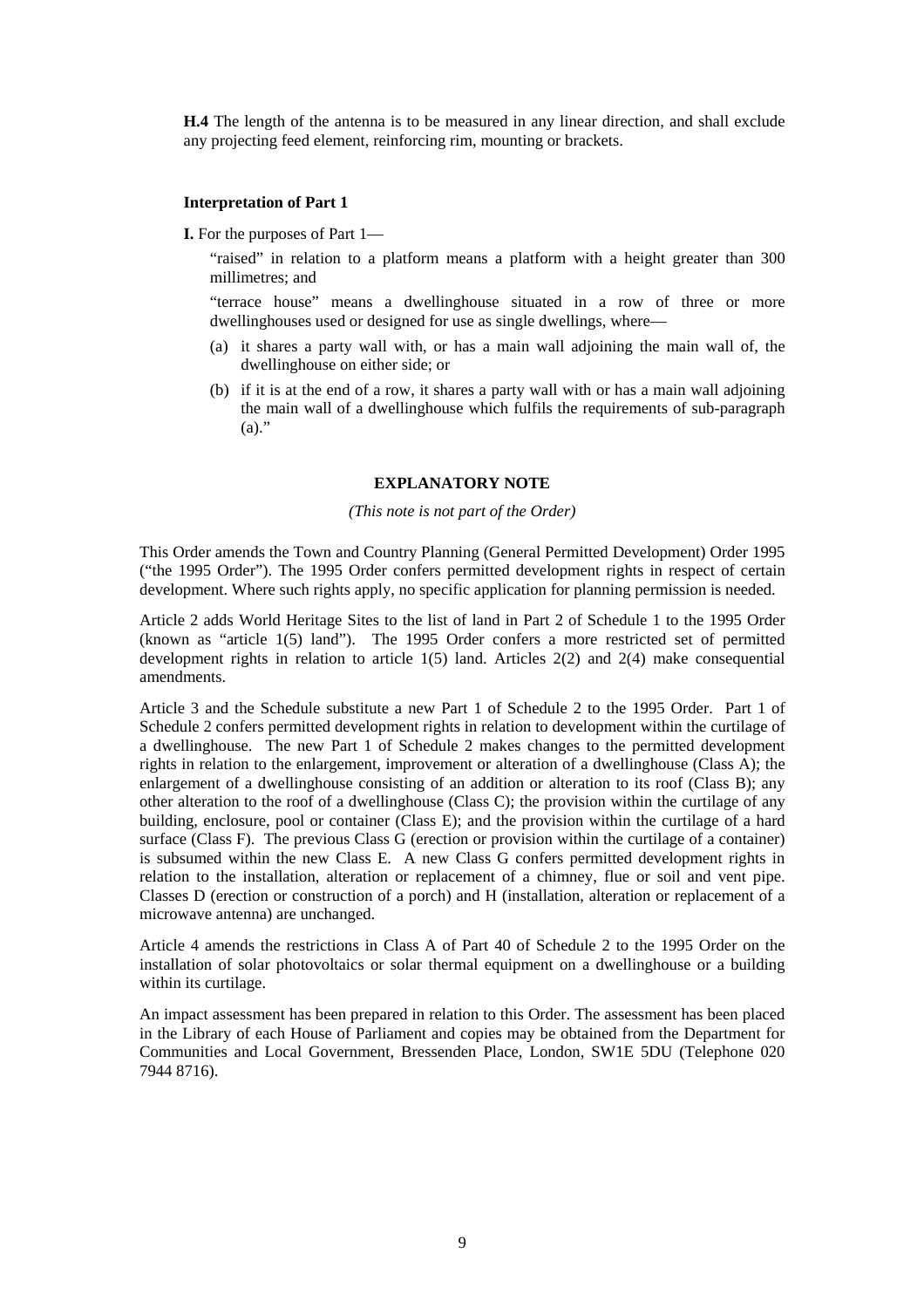**H.4** The length of the antenna is to be measured in any linear direction, and shall exclude any projecting feed element, reinforcing rim, mounting or brackets.

**Interpretation of Part 1**

**I.** For the purposes of Part 1—

"raised" in relation to a platform means a platform with a height greater than 300 millimetres; and

"terrace house" means a dwellinghouse situated in a row of three or more dwellinghouses used or designed for use as single dwellings, where—

(a) it shares a party wall with, or has a main wall adjoining the main wall of, the dwellinghouse on either side; or

(b) if it is at the end of a row, it shares a party wall with or has a main wall adjoining the main wall of a dwellinghouse which fulfils the requirements of sub-paragraph (a)."

## EXPLANATORY NOTE

*(This note is not part of the Order)*

This Order amends the Town and Country Planning (General Permitted Development) Order 1995 ("the 1995 Order"). The 1995 Order confers permitted development rights in respect of certain development. Where such rights apply, no specific application for planning permission is needed.

Article 2 adds World Heritage Sites to the list of land in Part 2 of Schedule 1 to the 1995 Order (known as "article 1(5) land"). The 1995 Order confers a more restricted set of permitted development rights in relation to article 1(5) land. Articles 2(2) and 2(4) make consequential amendments.

Article 3 and the Schedule substitute a new Part 1 of Schedule 2 to the 1995 Order. Part 1 of Schedule 2 confers permitted development rights in relation to development within the curtilage of a dwellinghouse. The new Part 1 of Schedule 2 makes changes to the permitted development rights in relation to the enlargement, improvement or alteration of a dwellinghouse (Class A); the enlargement of a dwellinghouse consisting of an addition or alteration to its roof (Class B); any other alteration to the roof of a dwellinghouse (Class C); the provision within the curtilage of any building, enclosure, pool or container (Class E); and the provision within the curtilage of a hard surface (Class F). The previous Class G (erection or provision within the curtilage of a container) is subsumed within the new Class E. A new Class G confers permitted development rights in relation to the installation, alteration or replacement of a chimney, flue or soil and vent pipe. Classes D (erection or construction of a porch) and H (installation, alteration or replacement of a microwave antenna) are unchanged.

Article 4 amends the restrictions in Class A of Part 40 of Schedule 2 to the 1995 Order on the installation of solar photovoltaics or solar thermal equipment on a dwellinghouse or a building within its curtilage.

An impact assessment has been prepared in relation to this Order. The assessment has been placed in the Library of each House of Parliament and copies may be obtained from the Department for Communities and Local Government, Bressenden Place, London, SW1E 5DU (Telephone 020 7944 8716).